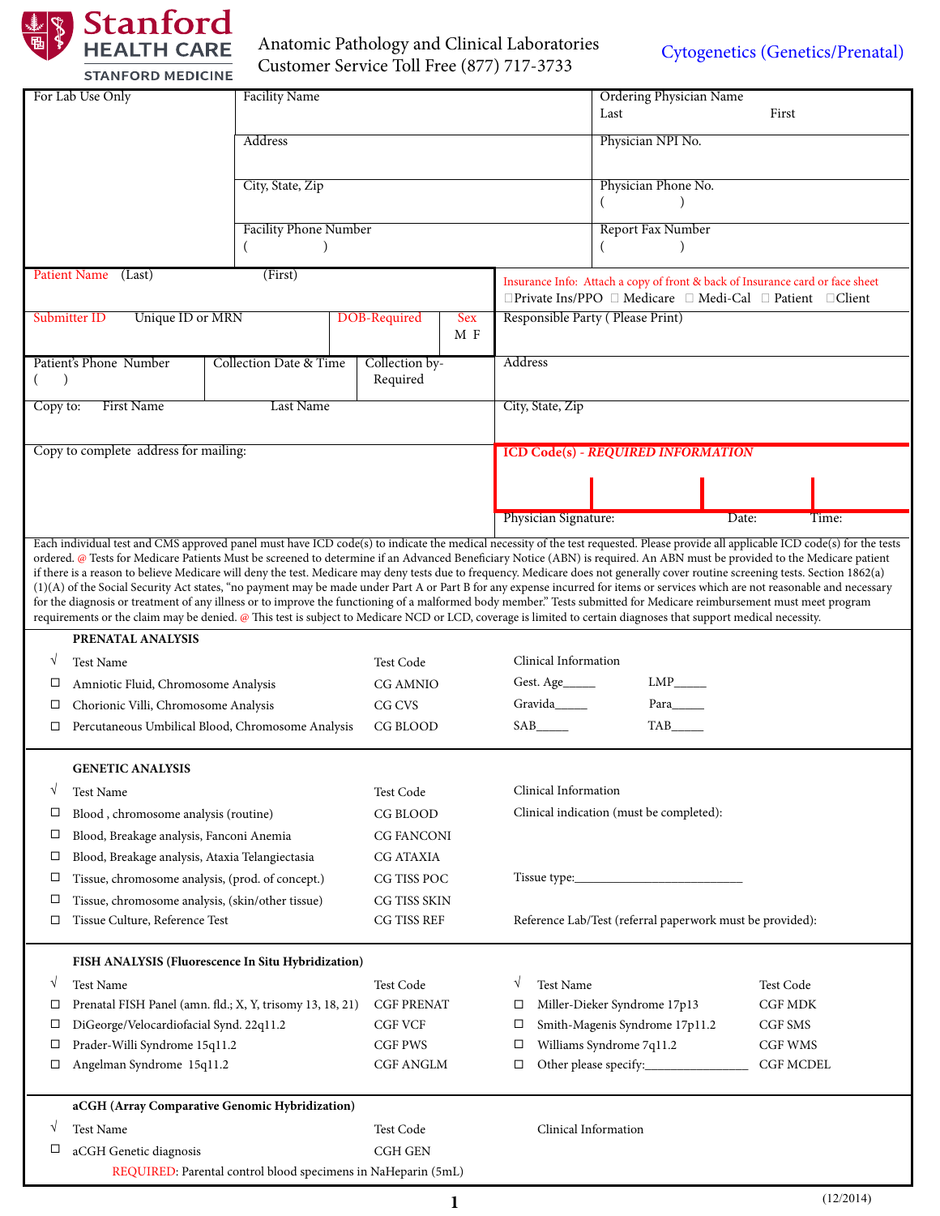Stanford HEALTH CARE
STANFORD MEDICINE

Anatomic Pathology and Clinical Laboratories
Customer Service Toll Free (877) 717-3733

**Cytogenetics (Genetics/Prenatal)**

| For Lab Use Only | Facility Name | Ordering Physician Name Last First |
|---|---|---|
| | Address | Physician NPI No. |
| | City, State, Zip | Physician Phone No. ( ) |
| | Facility Phone Number ( ) | Report Fax Number ( ) |

| Patient Name (Last) (First) | | | Insurance Info: Attach a copy of front & back of Insurance card or face sheet ☐Private Ins/PPO ☐ Medicare ☐ Medi-Cal ☐ Patient ☐Client |
|---|---|---|---|
| Submitter ID Unique ID or MRN | DOB-Required | Sex M F | Responsible Party ( Please Print) |
| Patient's Phone Number ( ) | Collection Date & Time | Collection by-Required | Address |
| Copy to: First Name Last Name | | | City, State, Zip |
| Copy to complete address for mailing: | | | ICD Code(s) - *REQUIRED INFORMATION* |
| | | | Physician Signature: Date: Time: |

Each individual test and CMS approved panel must have ICD code(s) to indicate the medical necessity of the test requested. Please provide all applicable ICD code(s) for the tests ordered. @ Tests for Medicare Patients Must be screened to determine if an Advanced Beneficiary Notice (ABN) is required. An ABN must be provided to the Medicare patient if there is a reason to believe Medicare will deny the test. Medicare may deny tests due to frequency. Medicare does not generally cover routine screening tests. Section 1862(a)(1)(A) of the Social Security Act states, "no payment may be made under Part A or Part B for any expense incurred for items or services which are not reasonable and necessary for the diagnosis or treatment of any illness or to improve the functioning of a malformed body member." Tests submitted for Medicare reimbursement must meet program requirements or the claim may be denied. @ This test is subject to Medicare NCD or LCD, coverage is limited to certain diagnoses that support medical necessity.

## PRENATAL ANALYSIS

| √ | Test Name | Test Code | Clinical Information | |
|---|---|---|---|---|
| ☐ | Amniotic Fluid, Chromosome Analysis | CG AMNIO | Gest. Age_____ | LMP_____ |
| ☐ | Chorionic Villi, Chromosome Analysis | CG CVS | Gravida_____ | Para_____ |
| ☐ | Percutaneous Umbilical Blood, Chromosome Analysis | CG BLOOD | SAB_____ | TAB_____ |

## GENETIC ANALYSIS

| √ | Test Name | Test Code | Clinical Information |
|---|---|---|---|
| ☐ | Blood , chromosome analysis (routine) | CG BLOOD | Clinical indication (must be completed): |
| ☐ | Blood, Breakage analysis, Fanconi Anemia | CG FANCONI | |
| ☐ | Blood, Breakage analysis, Ataxia Telangiectasia | CG ATAXIA | |
| ☐ | Tissue, chromosome analysis, (prod. of concept.) | CG TISS POC | Tissue type:________________________ |
| ☐ | Tissue, chromosome analysis, (skin/other tissue) | CG TISS SKIN | |
| ☐ | Tissue Culture, Reference Test | CG TISS REF | Reference Lab/Test (referral paperwork must be provided): |

## FISH ANALYSIS (Fluorescence In Situ Hybridization)

| √ | Test Name | Test Code | √ | Test Name | Test Code |
|---|---|---|---|---|---|
| ☐ | Prenatal FISH Panel (amn. fld.; X, Y, trisomy 13, 18, 21) | CGF PRENAT | ☐ | Miller-Dieker Syndrome 17p13 | CGF MDK |
| ☐ | DiGeorge/Velocardiofacial Synd. 22q11.2 | CGF VCF | ☐ | Smith-Magenis Syndrome 17p11.2 | CGF SMS |
| ☐ | Prader-Willi Syndrome 15q11.2 | CGF PWS | ☐ | Williams Syndrome 7q11.2 | CGF WMS |
| ☐ | Angelman Syndrome 15q11.2 | CGF ANGLM | ☐ | Other please specify:________________ | CGF MCDEL |

## aCGH (Array Comparative Genomic Hybridization)

| √ | Test Name | Test Code | Clinical Information |
|---|---|---|---|
| ☐ | aCGH Genetic diagnosis | CGH GEN | |

REQUIRED: Parental control blood specimens in NaHeparin (5mL)

(12/2014)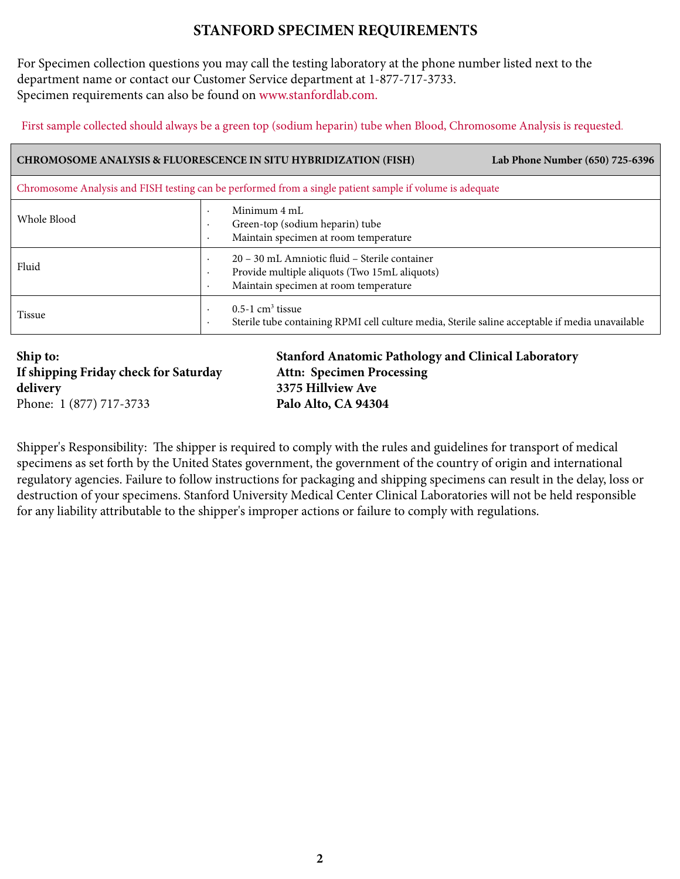# STANFORD SPECIMEN REQUIREMENTS

For Specimen collection questions you may call the testing laboratory at the phone number listed next to the department name or contact our Customer Service department at 1-877-717-3733.
Specimen requirements can also be found on www.stanfordlab.com.

First sample collected should always be a green top (sodium heparin) tube when Blood, Chromosome Analysis is requested.

| **CHROMOSOME ANALYSIS & FLUORESCENCE IN SITU HYBRIDIZATION (FISH)** | **Lab Phone Number (650) 725-6396** |
|---|---|
| Chromosome Analysis and FISH testing can be performed from a single patient sample if volume is adequate | |
| Whole Blood | · Minimum 4 mL<br>· Green-top (sodium heparin) tube<br>· Maintain specimen at room temperature |
| Fluid | · 20 – 30 mL Amniotic fluid – Sterile container<br>· Provide multiple aliquots (Two 15mL aliquots)<br>· Maintain specimen at room temperature |
| Tissue | · 0.5-1 $cm^3$ tissue<br>· Sterile tube containing RPMI cell culture media, Sterile saline acceptable if media unavailable |

**Ship to:**
**If shipping Friday check for Saturday delivery**
Phone: 1 (877) 717-3733

**Stanford Anatomic Pathology and Clinical Laboratory**
**Attn: Specimen Processing**
**3375 Hillview Ave**
**Palo Alto, CA 94304**

Shipper's Responsibility: The shipper is required to comply with the rules and guidelines for transport of medical specimens as set forth by the United States government, the government of the country of origin and international regulatory agencies. Failure to follow instructions for packaging and shipping specimens can result in the delay, loss or destruction of your specimens. Stanford University Medical Center Clinical Laboratories will not be held responsible for any liability attributable to the shipper's improper actions or failure to comply with regulations.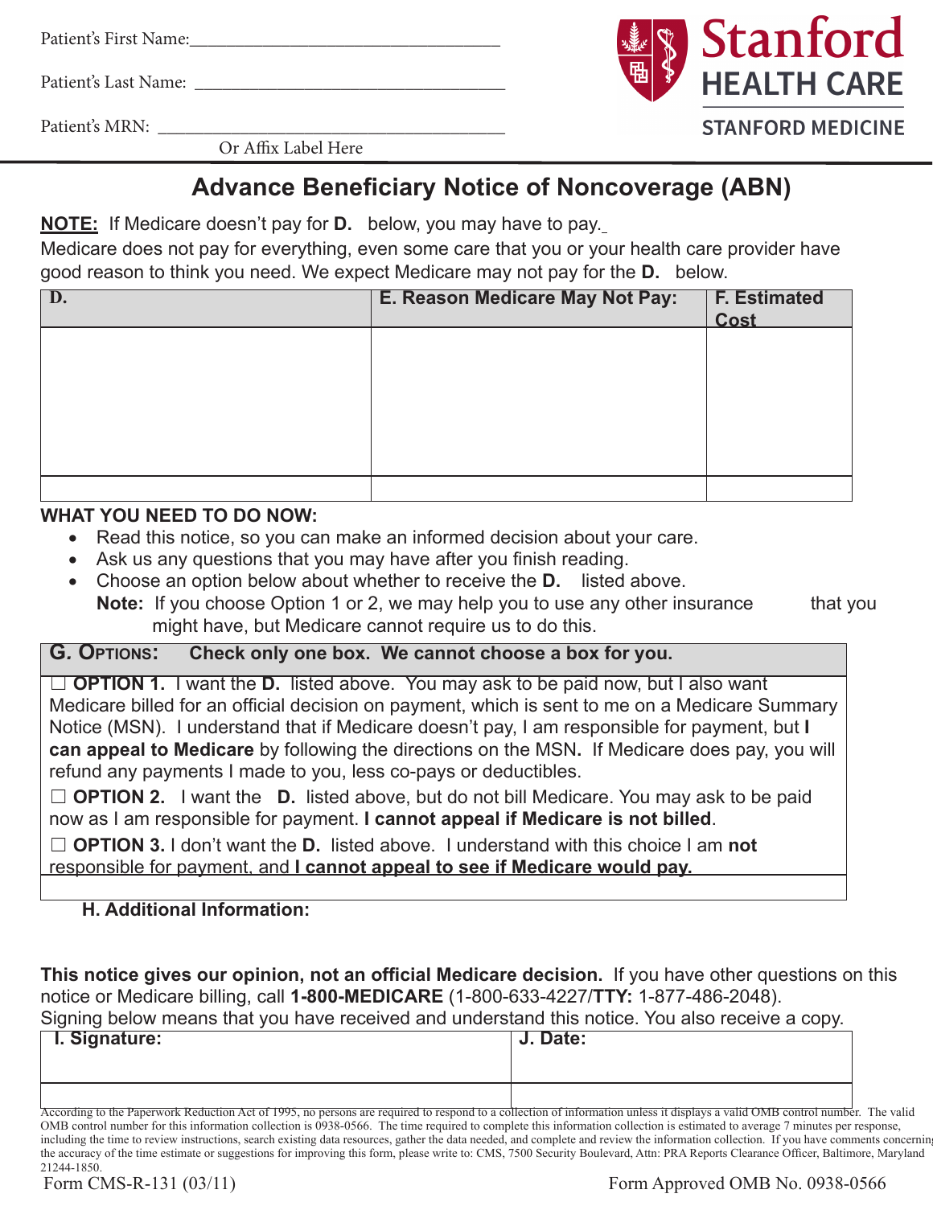Patient's First Name:___________________________________

Patient's Last Name: ___________________________________

Patient's MRN: ________________________________________

Or Affix Label Here

Stanford HEALTH CARE

STANFORD MEDICINE

# Advance Beneficiary Notice of Noncoverage (ABN)

**NOTE:** If Medicare doesn't pay for **D.** below, you may have to pay.

Medicare does not pay for everything, even some care that you or your health care provider have good reason to think you need. We expect Medicare may not pay for the **D.** below.

| D. | E. Reason Medicare May Not Pay: | F. Estimated Cost |
|---|---|---|
| | | |
| | | |

**WHAT YOU NEED TO DO NOW:**

- Read this notice, so you can make an informed decision about your care.
- Ask us any questions that you may have after you finish reading.
- Choose an option below about whether to receive the **D.** listed above.
  **Note:** If you choose Option 1 or 2, we may help you to use any other insurance that you might have, but Medicare cannot require us to do this.

**G. OPTIONS: Check only one box. We cannot choose a box for you.**

☐ **OPTION 1.** I want the **D.** listed above. You may ask to be paid now, but I also want Medicare billed for an official decision on payment, which is sent to me on a Medicare Summary Notice (MSN). I understand that if Medicare doesn't pay, I am responsible for payment, but **I can appeal to Medicare** by following the directions on the MSN**.** If Medicare does pay, you will refund any payments I made to you, less co-pays or deductibles.

☐ **OPTION 2.** I want the **D.** listed above, but do not bill Medicare. You may ask to be paid now as I am responsible for payment. **I cannot appeal if Medicare is not billed**.

☐ **OPTION 3.** I don't want the **D.** listed above. I understand with this choice I am **not** responsible for payment, and **I cannot appeal to see if Medicare would pay.**

**H. Additional Information:**

**This notice gives our opinion, not an official Medicare decision.** If you have other questions on this notice or Medicare billing, call **1-800-MEDICARE** (1-800-633-4227/**TTY:** 1-877-486-2048).

Signing below means that you have received and understand this notice. You also receive a copy.

| I. Signature: | J. Date: |
|---|---|
| | |

According to the Paperwork Reduction Act of 1995, no persons are required to respond to a collection of information unless it displays a valid OMB control number. The valid OMB control number for this information collection is 0938-0566. The time required to complete this information collection is estimated to average 7 minutes per response, including the time to review instructions, search existing data resources, gather the data needed, and complete and review the information collection. If you have comments concerning the accuracy of the time estimate or suggestions for improving this form, please write to: CMS, 7500 Security Boulevard, Attn: PRA Reports Clearance Officer, Baltimore, Maryland 21244-1850.

Form CMS-R-131 (03/11) Form Approved OMB No. 0938-0566